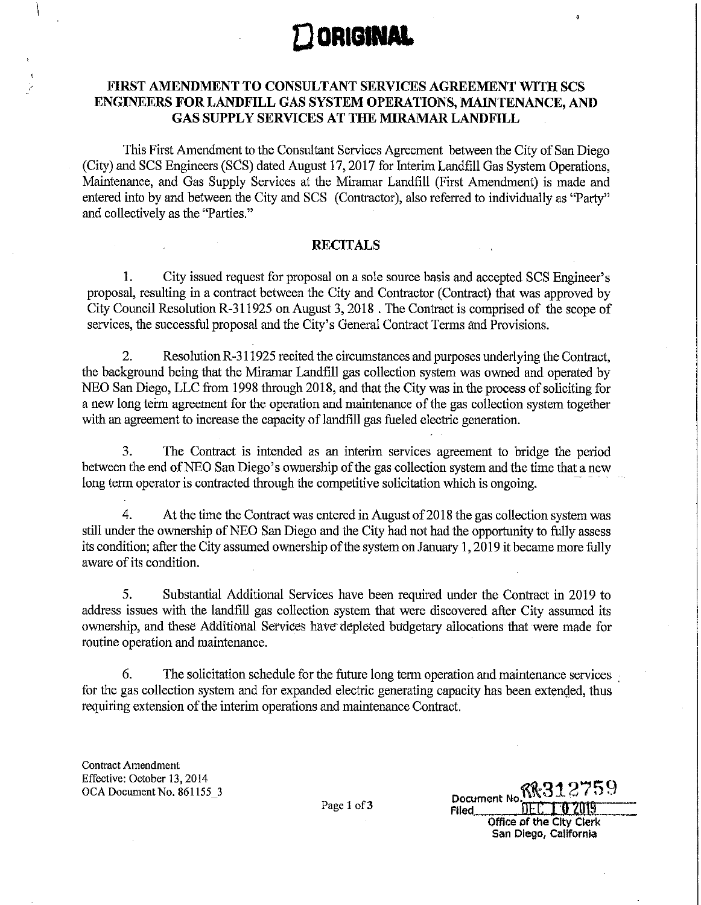**ORIGINAL**

# FIRST AMENDMENT TO CONSULTANT SERVICES AGREEMENT WITH SCS ENGINEERS FOR LANDFILL GAS SYSTEM OPERATIONS, MAINTENANCE, AND GAS SUPPLY SERVICES AT THE MIRAMAR LANDFILL

This First Amendment to the Consultant Services Agreement between the City of San Diego (City) and SCS Engineers (SCS) dated August 17, 2017 for Interim Landfill Gas System Operations, Maintenance, and Gas Supply Services at the Miramar Landfill (First Amendment) is made and entered into by and between the City and SCS (Contractor), also referred to individually as "Party" and collectively as the "Parties."

## RECITALS

1. City issued request for proposal on a sole source basis and accepted SCS Engineer's proposal, resulting in a contract between the City and Contractor (Contract) that was approved by City Council Resolution R-311925 on August 3, 2018 . The Contract is comprised of the scope of services, the successful proposal and the City's General Contract Terms and Provisions.

2. Resolution R-311925 recited the circumstances and purposes underlying the Contract, the background being that the Miramar Landfill gas collection system was owned and operated by NEO San Diego, LLC from 1998 through 2018, and that the City was in the process of soliciting for a new long term agreement for the operation and maintenance of the gas collection system together with an agreement to increase the capacity of landfill gas fueled electric generation.

3. The Contract is intended as an interim services agreement to bridge the period between the end of NEO San Diego's ownership of the gas collection system and the time that a new long term operator is contracted through the competitive solicitation which is ongoing.

4. At the time the Contract was entered in August of 2018 the gas collection system was still under the ownership of NEO San Diego and the City had not had the opportunity to fully assess its condition; after the City assumed ownership of the system on January 1, 2019 it became more fully aware of its condition.

5. Substantial Additional Services have been required under the Contract in 2019 to address issues with the landfill gas collection system that were discovered after City assumed its ownership, and these Additional Services have depleted budgetary allocations that were made for routine operation and maintenance.

6. The solicitation schedule for the future long term operation and maintenance services for the gas collection system and for expanded electric generating capacity has been extended, thus requiring extension of the interim operations and maintenance Contract.

Contract Amendment
Effective: October 13, 2014
OCA Document No. 861155_3

Document No. RR-312759
Filed DEC 10 2019
Office of the City Clerk
San Diego, California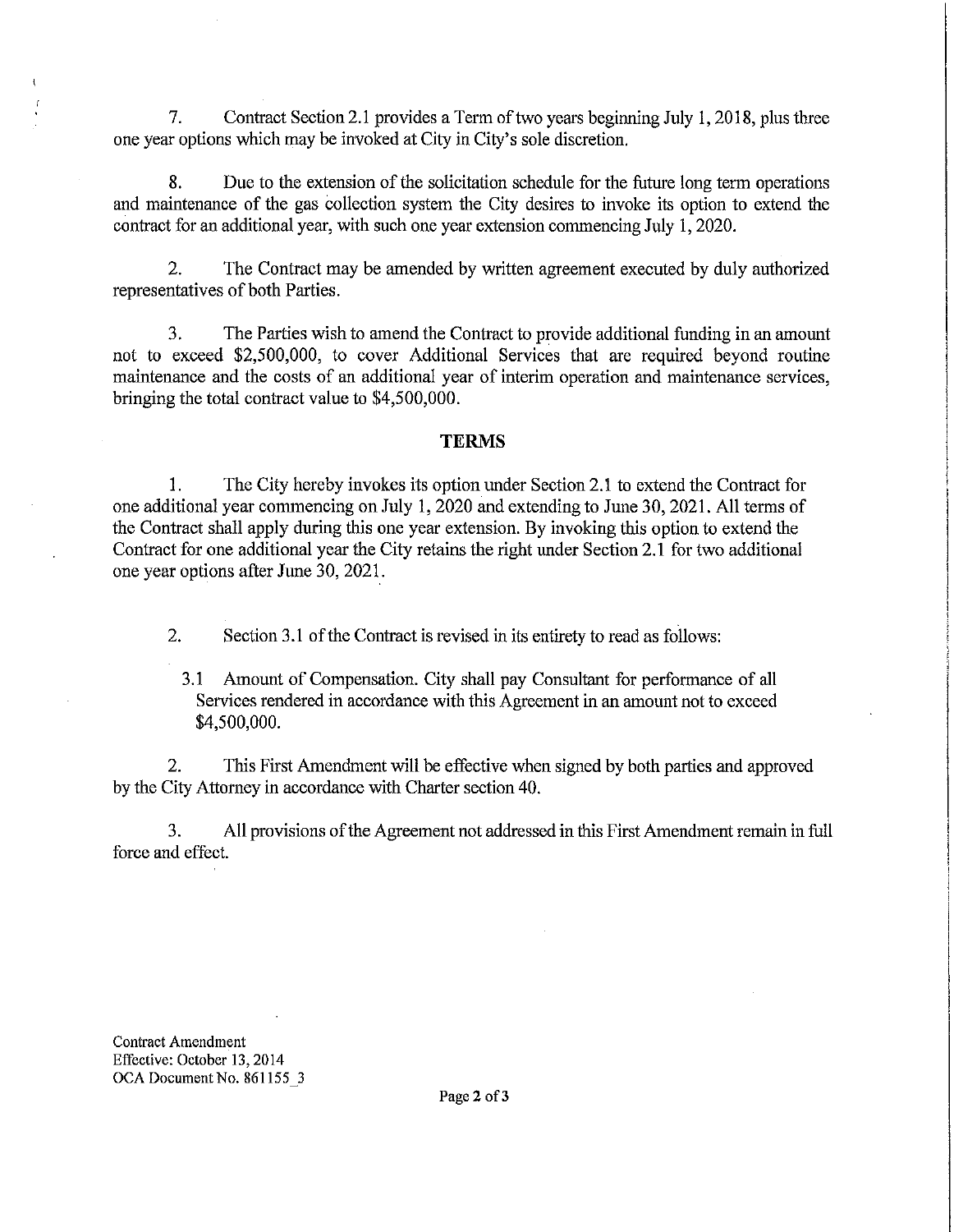7. Contract Section 2.1 provides a Term of two years beginning July 1, 2018, plus three one year options which may be invoked at City in City's sole discretion.

8. Due to the extension of the solicitation schedule for the future long term operations and maintenance of the gas collection system the City desires to invoke its option to extend the contract for an additional year, with such one year extension commencing July 1, 2020.

2. The Contract may be amended by written agreement executed by duly authorized representatives of both Parties.

3. The Parties wish to amend the Contract to provide additional funding in an amount not to exceed $2,500,000, to cover Additional Services that are required beyond routine maintenance and the costs of an additional year of interim operation and maintenance services, bringing the total contract value to $4,500,000.

## TERMS

1. The City hereby invokes its option under Section 2.1 to extend the Contract for one additional year commencing on July 1, 2020 and extending to June 30, 2021. All terms of the Contract shall apply during this one year extension. By invoking this option to extend the Contract for one additional year the City retains the right under Section 2.1 for two additional one year options after June 30, 2021.

2. Section 3.1 of the Contract is revised in its entirety to read as follows:

   3.1 Amount of Compensation. City shall pay Consultant for performance of all Services rendered in accordance with this Agreement in an amount not to exceed $4,500,000.

2. This First Amendment will be effective when signed by both parties and approved by the City Attorney in accordance with Charter section 40.

3. All provisions of the Agreement not addressed in this First Amendment remain in full force and effect.

Contract Amendment
Effective: October 13, 2014
OCA Document No. 861155_3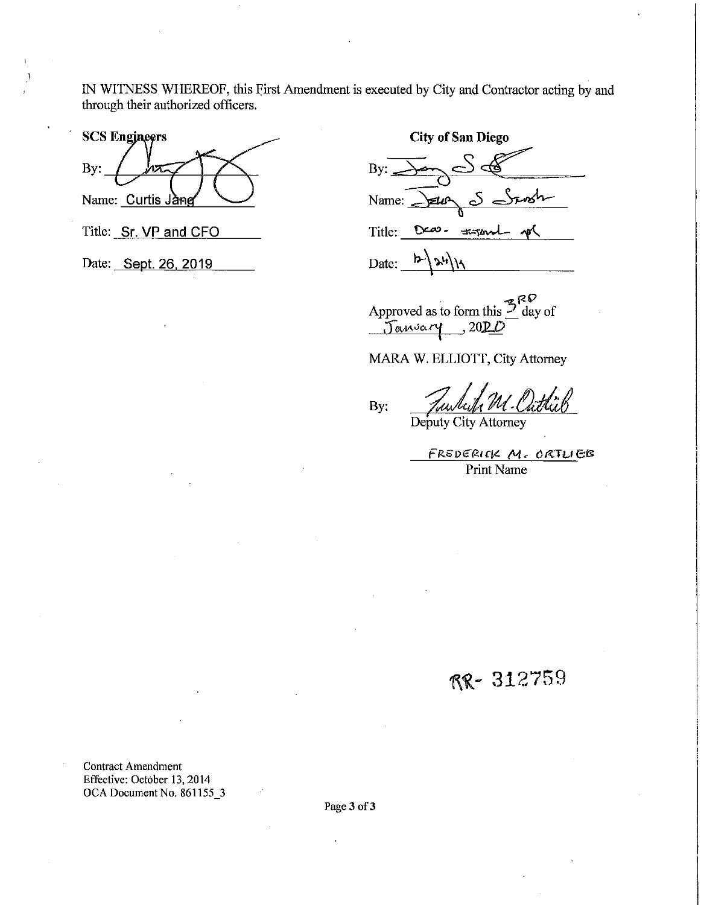IN WITNESS WHEREOF, this First Amendment is executed by City and Contractor acting by and through their authorized officers.

**SCS Engineers**

By: ______________________

Name: Curtis Jang

Title: Sr. VP and CFO

Date: Sept. 26, 2019

**City of San Diego**

By: ______________________

Name: Jeff S Sturak

Title: Deputy Director

Date: 12/24/19

Approved as to form this 3RD day of January, 2020

MARA W. ELLIOTT, City Attorney

By: ______________________
Deputy City Attorney

FREDERICK M. ORTLIEB
Print Name

RR- 312759

Contract Amendment
Effective: October 13, 2014
OCA Document No. 861155_3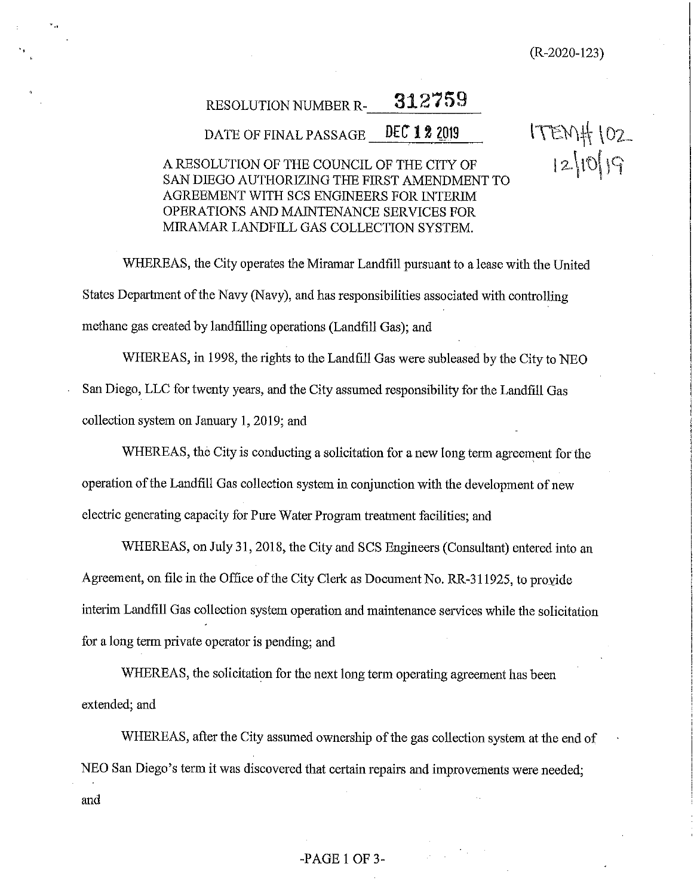(R-2020-123)

RESOLUTION NUMBER R- 312759

DATE OF FINAL PASSAGE DEC 12 2019

ITEM# 102
12/10/19

A RESOLUTION OF THE COUNCIL OF THE CITY OF SAN DIEGO AUTHORIZING THE FIRST AMENDMENT TO AGREEMENT WITH SCS ENGINEERS FOR INTERIM OPERATIONS AND MAINTENANCE SERVICES FOR MIRAMAR LANDFILL GAS COLLECTION SYSTEM.

WHEREAS, the City operates the Miramar Landfill pursuant to a lease with the United States Department of the Navy (Navy), and has responsibilities associated with controlling methane gas created by landfilling operations (Landfill Gas); and

WHEREAS, in 1998, the rights to the Landfill Gas were subleased by the City to NEO San Diego, LLC for twenty years, and the City assumed responsibility for the Landfill Gas collection system on January 1, 2019; and

WHEREAS, the City is conducting a solicitation for a new long term agreement for the operation of the Landfill Gas collection system in conjunction with the development of new electric generating capacity for Pure Water Program treatment facilities; and

WHEREAS, on July 31, 2018, the City and SCS Engineers (Consultant) entered into an Agreement, on file in the Office of the City Clerk as Document No. RR-311925, to provide interim Landfill Gas collection system operation and maintenance services while the solicitation for a long term private operator is pending; and

WHEREAS, the solicitation for the next long term operating agreement has been extended; and

WHEREAS, after the City assumed ownership of the gas collection system at the end of NEO San Diego's term it was discovered that certain repairs and improvements were needed; and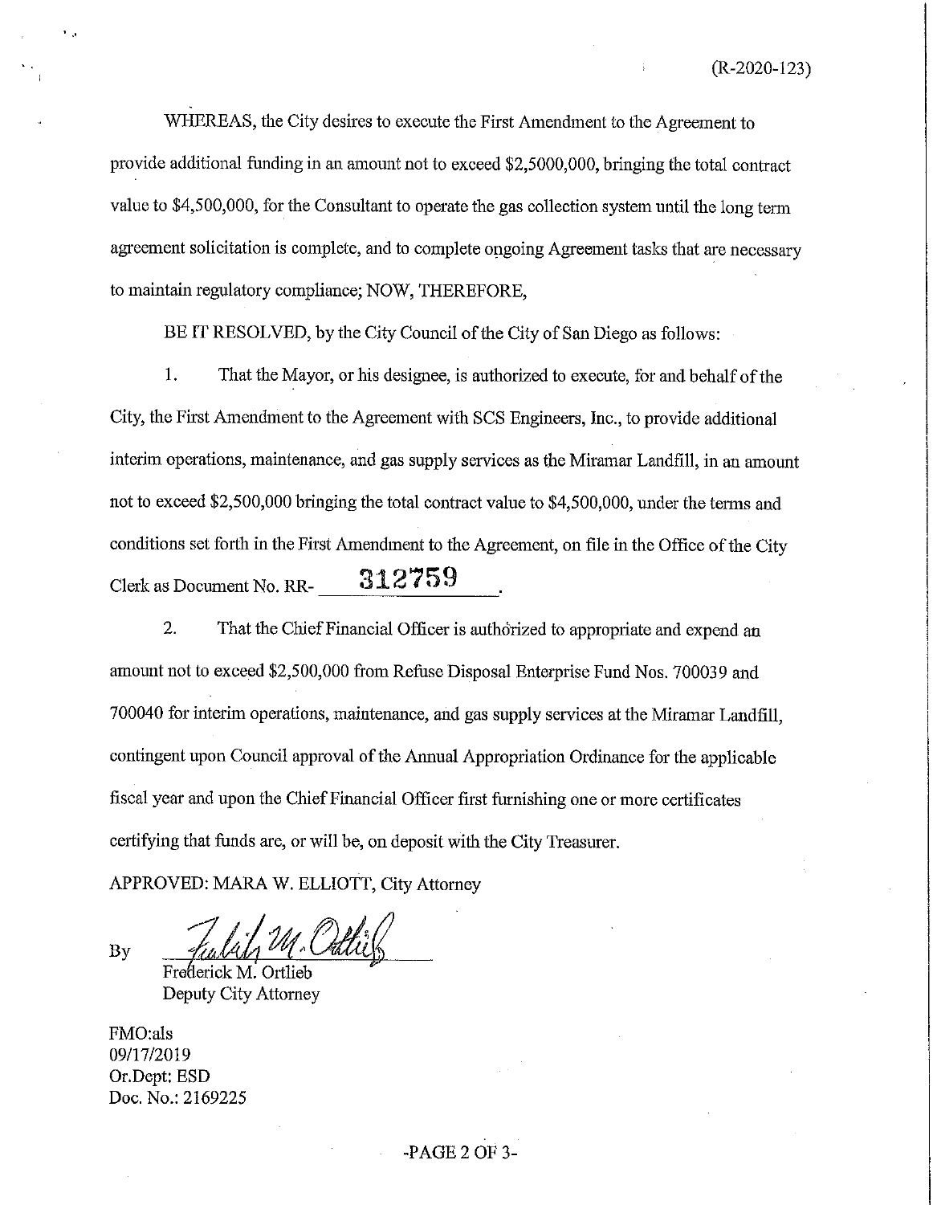(R-2020-123)

WHEREAS, the City desires to execute the First Amendment to the Agreement to provide additional funding in an amount not to exceed $2,5000,000, bringing the total contract value to $4,500,000, for the Consultant to operate the gas collection system until the long term agreement solicitation is complete, and to complete ongoing Agreement tasks that are necessary to maintain regulatory compliance; NOW, THEREFORE,

BE IT RESOLVED, by the City Council of the City of San Diego as follows:

1. That the Mayor, or his designee, is authorized to execute, for and behalf of the City, the First Amendment to the Agreement with SCS Engineers, Inc., to provide additional interim operations, maintenance, and gas supply services as the Miramar Landfill, in an amount not to exceed $2,500,000 bringing the total contract value to $4,500,000, under the terms and conditions set forth in the First Amendment to the Agreement, on file in the Office of the City Clerk as Document No. RR- **312759**.

2. That the Chief Financial Officer is authorized to appropriate and expend an amount not to exceed $2,500,000 from Refuse Disposal Enterprise Fund Nos. 700039 and 700040 for interim operations, maintenance, and gas supply services at the Miramar Landfill, contingent upon Council approval of the Annual Appropriation Ordinance for the applicable fiscal year and upon the Chief Financial Officer first furnishing one or more certificates certifying that funds are, or will be, on deposit with the City Treasurer.

APPROVED: MARA W. ELLIOTT, City Attorney

By _______________
Frederick M. Ortlieb
Deputy City Attorney

FMO:als
09/17/2019
Or.Dept: ESD
Doc. No.: 2169225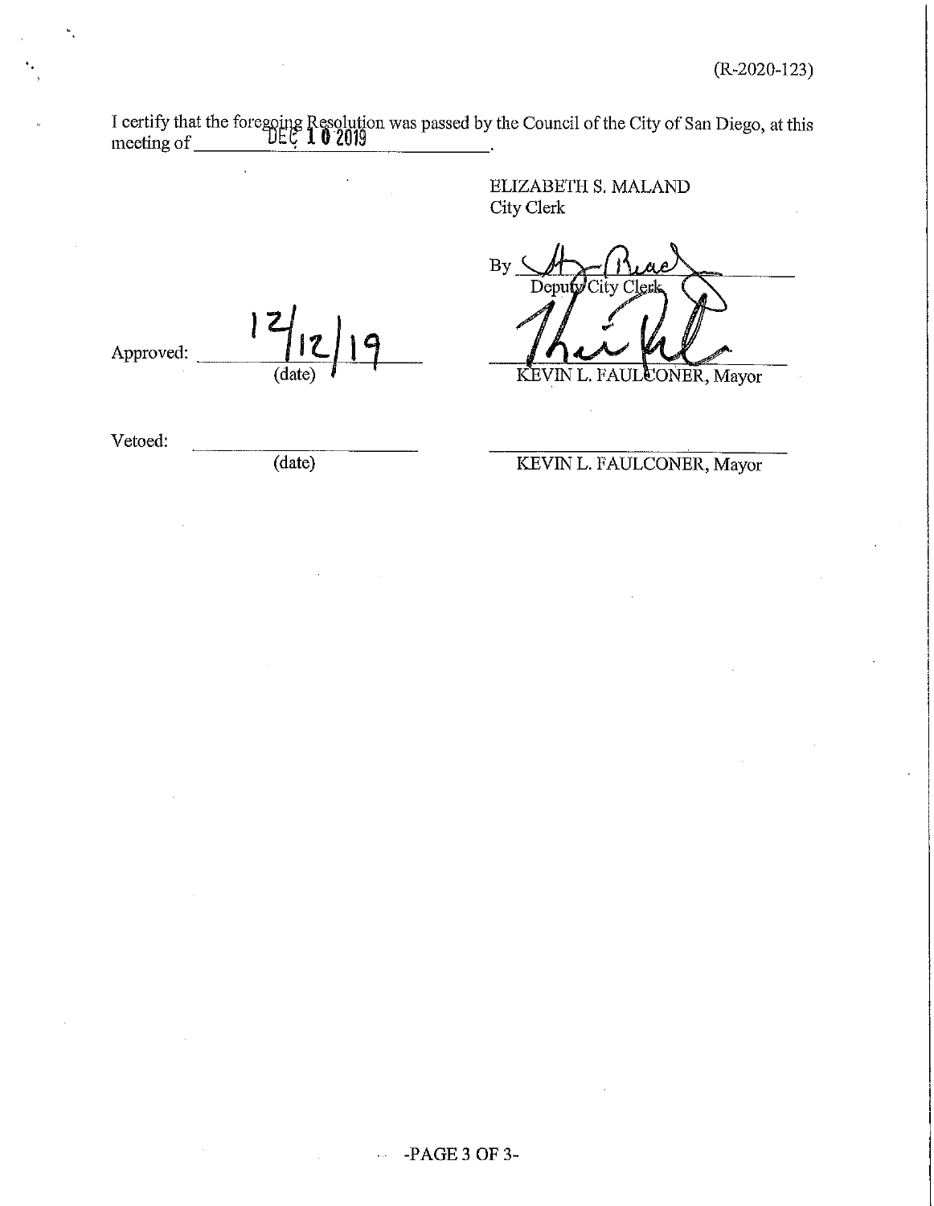(R-2020-123)

I certify that the foregoing Resolution was passed by the Council of the City of San Diego, at this meeting of DEC 10 2019.

ELIZABETH S. MALAND
City Clerk

By ______________________
Deputy City Clerk

Approved: 12/12/19
(date)

______________________
KEVIN L. FAULCONER, Mayor

Vetoed: ______________________
(date)

______________________
KEVIN L. FAULCONER, Mayor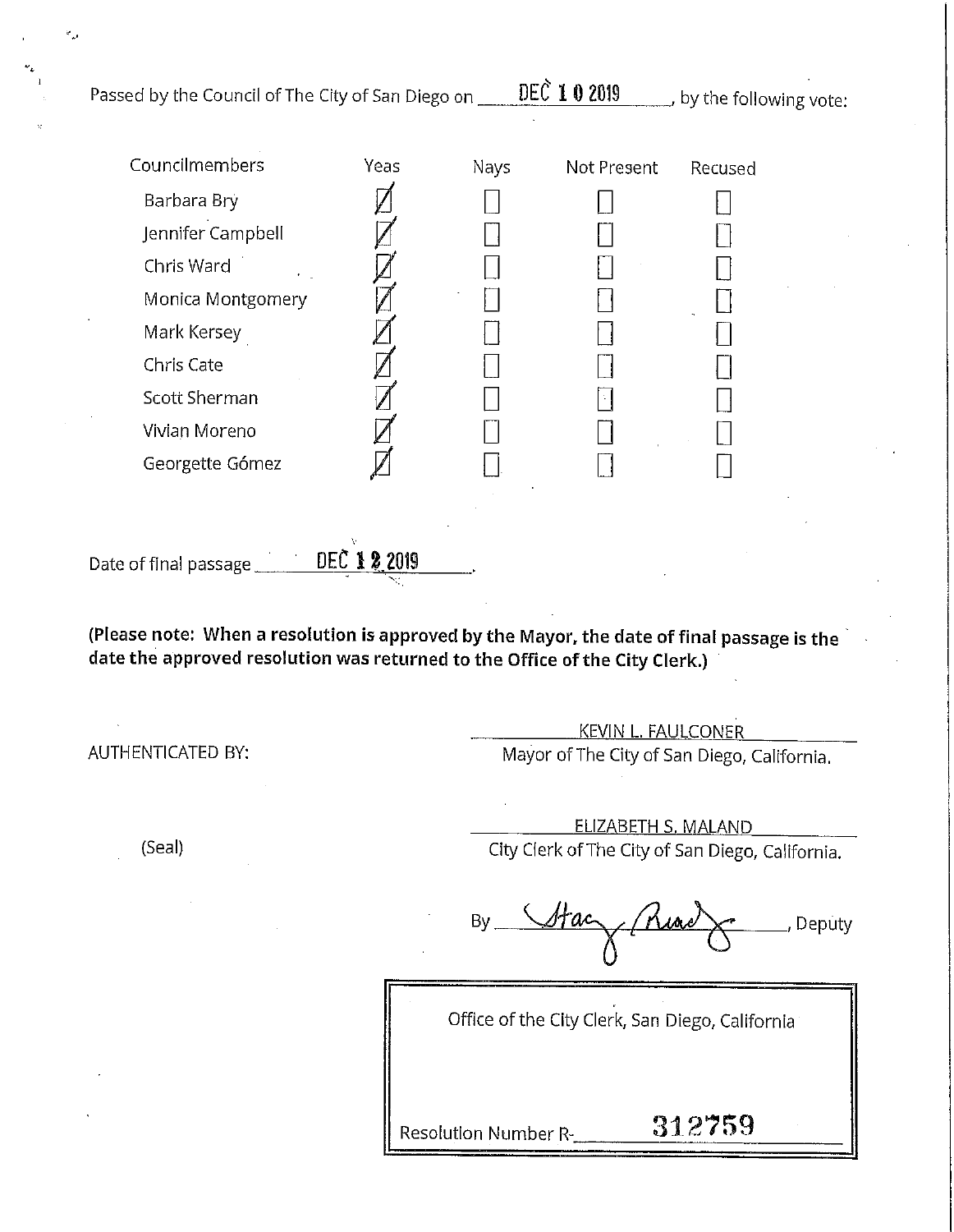Passed by the Council of The City of San Diego on DEC 10 2019, by the following vote:

| Councilmembers | Yeas | Nays | Not Present | Recused |
|---|---|---|---|---|
| Barbara Bry | ☑ | ☐ | ☐ | ☐ |
| Jennifer Campbell | ☑ | ☐ | ☐ | ☐ |
| Chris Ward | ☑ | ☐ | ☐ | ☐ |
| Monica Montgomery | ☑ | ☐ | ☐ | ☐ |
| Mark Kersey | ☑ | ☐ | ☐ | ☐ |
| Chris Cate | ☑ | ☐ | ☐ | ☐ |
| Scott Sherman | ☑ | ☐ | ☐ | ☐ |
| Vivian Moreno | ☑ | ☐ | ☐ | ☐ |
| Georgette Gómez | ☑ | ☐ | ☐ | ☐ |

Date of final passage DEC 12 2019.

**(Please note: When a resolution is approved by the Mayor, the date of final passage is the date the approved resolution was returned to the Office of the City Clerk.)**

AUTHENTICATED BY:

KEVIN L. FAULCONER
Mayor of The City of San Diego, California.

(Seal)

ELIZABETH S. MALAND
City Clerk of The City of San Diego, California.

By [signature], Deputy

Office of the City Clerk, San Diego, California

Resolution Number R- 312759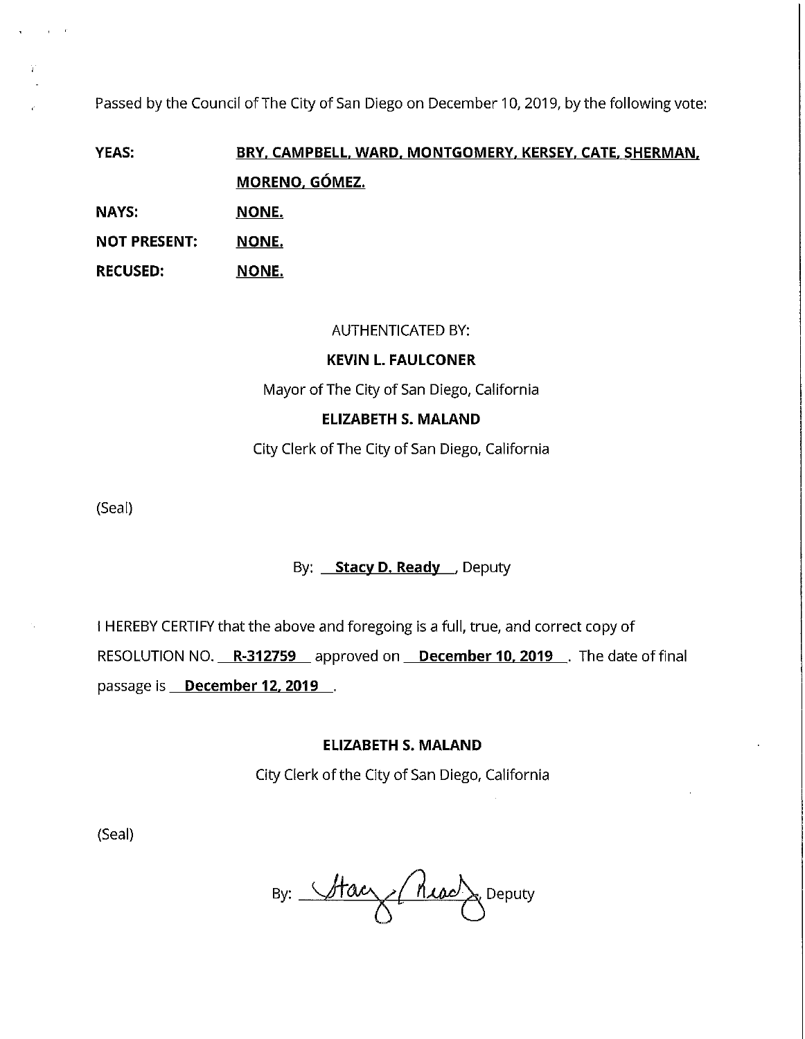Passed by the Council of The City of San Diego on December 10, 2019, by the following vote:

| | |
|---|---|
| **YEAS:** | **BRY, CAMPBELL, WARD, MONTGOMERY, KERSEY, CATE, SHERMAN, MORENO, GÓMEZ.** |
| **NAYS:** | **NONE.** |
| **NOT PRESENT:** | **NONE.** |
| **RECUSED:** | **NONE.** |

AUTHENTICATED BY:

**KEVIN L. FAULCONER**

Mayor of The City of San Diego, California

**ELIZABETH S. MALAND**

City Clerk of The City of San Diego, California

(Seal)

By: **Stacy D. Ready**, Deputy

I HEREBY CERTIFY that the above and foregoing is a full, true, and correct copy of RESOLUTION NO. **R-312759** approved on **December 10, 2019**. The date of final passage is **December 12, 2019**.

**ELIZABETH S. MALAND**

City Clerk of the City of San Diego, California

(Seal)

By: Stacy D. Ready, Deputy